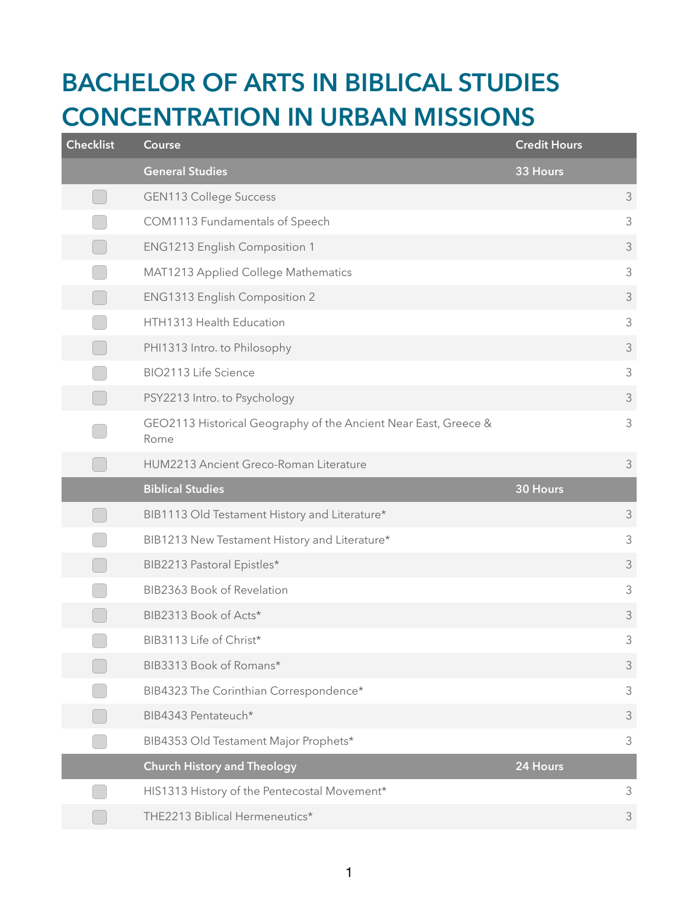# BACHELOR OF ARTS IN BIBLICAL STUDIES CONCENTRATION IN URBAN MISSIONS

| Checklist | Course | Credit Hours |
|---|---|---|
| | **General Studies** | **33 Hours** |
| ☐ | GEN113 College Success | 3 |
| ☐ | COM1113 Fundamentals of Speech | 3 |
| ☐ | ENG1213 English Composition 1 | 3 |
| ☐ | MAT1213 Applied College Mathematics | 3 |
| ☐ | ENG1313 English Composition 2 | 3 |
| ☐ | HTH1313 Health Education | 3 |
| ☐ | PHI1313 Intro. to Philosophy | 3 |
| ☐ | BIO2113 Life Science | 3 |
| ☐ | PSY2213 Intro. to Psychology | 3 |
| ☐ | GEO2113 Historical Geography of the Ancient Near East, Greece & Rome | 3 |
| ☐ | HUM2213 Ancient Greco-Roman Literature | 3 |
| | **Biblical Studies** | **30 Hours** |
| ☐ | BIB1113 Old Testament History and Literature* | 3 |
| ☐ | BIB1213 New Testament History and Literature* | 3 |
| ☐ | BIB2213 Pastoral Epistles* | 3 |
| ☐ | BIB2363 Book of Revelation | 3 |
| ☐ | BIB2313 Book of Acts* | 3 |
| ☐ | BIB3113 Life of Christ* | 3 |
| ☐ | BIB3313 Book of Romans* | 3 |
| ☐ | BIB4323 The Corinthian Correspondence* | 3 |
| ☐ | BIB4343 Pentateuch* | 3 |
| ☐ | BIB4353 Old Testament Major Prophets* | 3 |
| | **Church History and Theology** | **24 Hours** |
| ☐ | HIS1313 History of the Pentecostal Movement* | 3 |
| ☐ | THE2213 Biblical Hermeneutics* | 3 |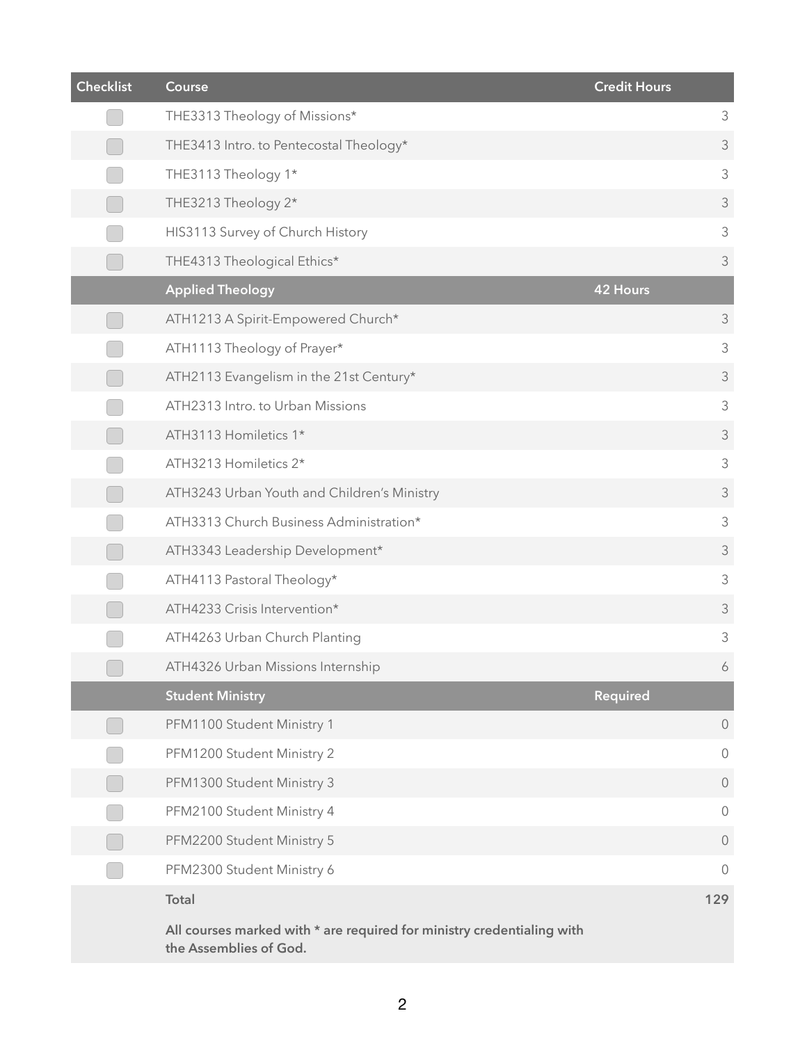| Checklist | Course | Credit Hours |
|---|---|---|
| | THE3313 Theology of Missions* | 3 |
| | THE3413 Intro. to Pentecostal Theology* | 3 |
| | THE3113 Theology 1* | 3 |
| | THE3213 Theology 2* | 3 |
| | HIS3113 Survey of Church History | 3 |
| | THE4313 Theological Ethics* | 3 |
| | **Applied Theology** | **42 Hours** |
| | ATH1213 A Spirit-Empowered Church* | 3 |
| | ATH1113 Theology of Prayer* | 3 |
| | ATH2113 Evangelism in the 21st Century* | 3 |
| | ATH2313 Intro. to Urban Missions | 3 |
| | ATH3113 Homiletics 1* | 3 |
| | ATH3213 Homiletics 2* | 3 |
| | ATH3243 Urban Youth and Children's Ministry | 3 |
| | ATH3313 Church Business Administration* | 3 |
| | ATH3343 Leadership Development* | 3 |
| | ATH4113 Pastoral Theology* | 3 |
| | ATH4233 Crisis Intervention* | 3 |
| | ATH4263 Urban Church Planting | 3 |
| | ATH4326 Urban Missions Internship | 6 |
| | **Student Ministry** | **Required** |
| | PFM1100 Student Ministry 1 | 0 |
| | PFM1200 Student Ministry 2 | 0 |
| | PFM1300 Student Ministry 3 | 0 |
| | PFM2100 Student Ministry 4 | 0 |
| | PFM2200 Student Ministry 5 | 0 |
| | PFM2300 Student Ministry 6 | 0 |
| | **Total** | **129** |

**All courses marked with * are required for ministry credentialing with the Assemblies of God.**